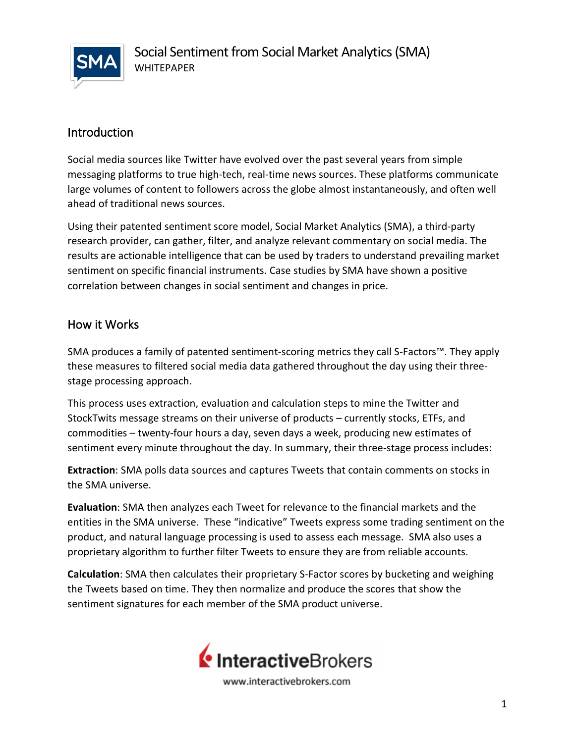# Social Sentiment from Social Market Analytics (SMA)

WHITEPAPER

## Introduction

Social media sources like Twitter have evolved over the past several years from simple messaging platforms to true high-tech, real-time news sources. These platforms communicate large volumes of content to followers across the globe almost instantaneously, and often well ahead of traditional news sources.

Using their patented sentiment score model, Social Market Analytics (SMA), a third-party research provider, can gather, filter, and analyze relevant commentary on social media. The results are actionable intelligence that can be used by traders to understand prevailing market sentiment on specific financial instruments. Case studies by SMA have shown a positive correlation between changes in social sentiment and changes in price.

## How it Works

SMA produces a family of patented sentiment-scoring metrics they call S-Factors™. They apply these measures to filtered social media data gathered throughout the day using their three-stage processing approach.

This process uses extraction, evaluation and calculation steps to mine the Twitter and StockTwits message streams on their universe of products – currently stocks, ETFs, and commodities – twenty-four hours a day, seven days a week, producing new estimates of sentiment every minute throughout the day. In summary, their three-stage process includes:

**Extraction**: SMA polls data sources and captures Tweets that contain comments on stocks in the SMA universe.

**Evaluation**: SMA then analyzes each Tweet for relevance to the financial markets and the entities in the SMA universe. These "indicative" Tweets express some trading sentiment on the product, and natural language processing is used to assess each message. SMA also uses a proprietary algorithm to further filter Tweets to ensure they are from reliable accounts.

**Calculation**: SMA then calculates their proprietary S-Factor scores by bucketing and weighing the Tweets based on time. They then normalize and produce the scores that show the sentiment signatures for each member of the SMA product universe.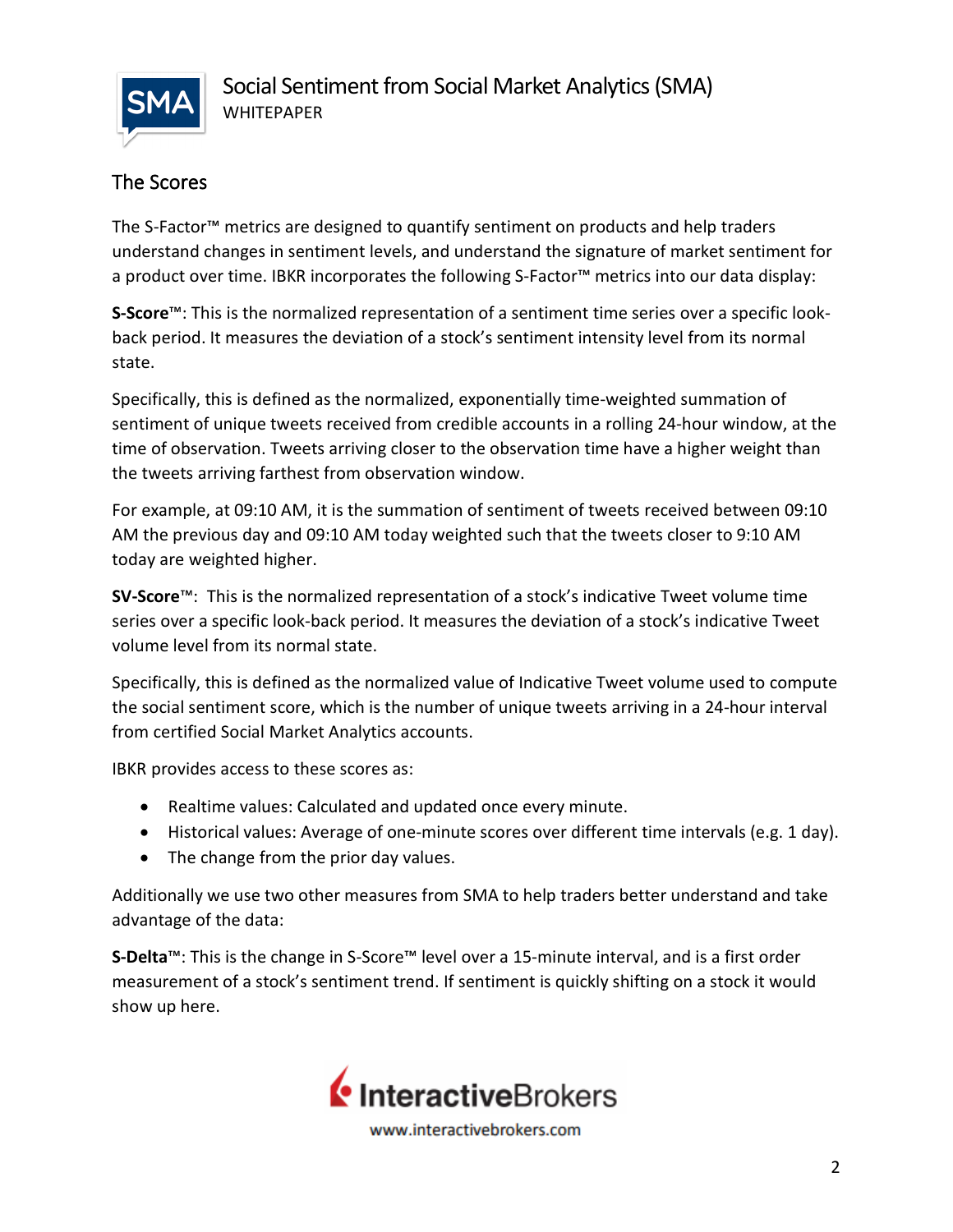## The Scores

The S-Factor™ metrics are designed to quantify sentiment on products and help traders understand changes in sentiment levels, and understand the signature of market sentiment for a product over time. IBKR incorporates the following S-Factor™ metrics into our data display:

**S-Score**™: This is the normalized representation of a sentiment time series over a specific look-back period. It measures the deviation of a stock's sentiment intensity level from its normal state.

Specifically, this is defined as the normalized, exponentially time-weighted summation of sentiment of unique tweets received from credible accounts in a rolling 24-hour window, at the time of observation. Tweets arriving closer to the observation time have a higher weight than the tweets arriving farthest from observation window.

For example, at 09:10 AM, it is the summation of sentiment of tweets received between 09:10 AM the previous day and 09:10 AM today weighted such that the tweets closer to 9:10 AM today are weighted higher.

**SV-Score**™: This is the normalized representation of a stock's indicative Tweet volume time series over a specific look-back period. It measures the deviation of a stock's indicative Tweet volume level from its normal state.

Specifically, this is defined as the normalized value of Indicative Tweet volume used to compute the social sentiment score, which is the number of unique tweets arriving in a 24-hour interval from certified Social Market Analytics accounts.

IBKR provides access to these scores as:

- Realtime values: Calculated and updated once every minute.
- Historical values: Average of one-minute scores over different time intervals (e.g. 1 day).
- The change from the prior day values.

Additionally we use two other measures from SMA to help traders better understand and take advantage of the data:

**S-Delta**™: This is the change in S-Score™ level over a 15-minute interval, and is a first order measurement of a stock's sentiment trend. If sentiment is quickly shifting on a stock it would show up here.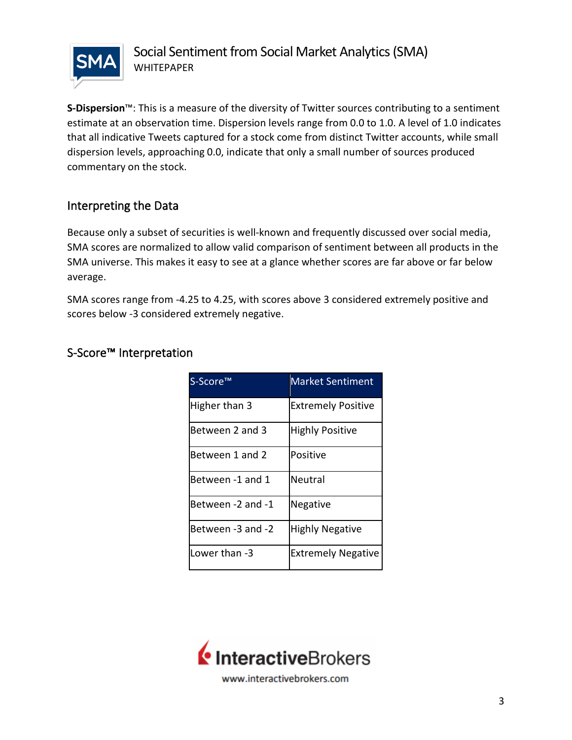**S-Dispersion**™: This is a measure of the diversity of Twitter sources contributing to a sentiment estimate at an observation time. Dispersion levels range from 0.0 to 1.0. A level of 1.0 indicates that all indicative Tweets captured for a stock come from distinct Twitter accounts, while small dispersion levels, approaching 0.0, indicate that only a small number of sources produced commentary on the stock.

## Interpreting the Data

Because only a subset of securities is well-known and frequently discussed over social media, SMA scores are normalized to allow valid comparison of sentiment between all products in the SMA universe. This makes it easy to see at a glance whether scores are far above or far below average.

SMA scores range from -4.25 to 4.25, with scores above 3 considered extremely positive and scores below -3 considered extremely negative.

## S-Score™ Interpretation

| S-Score™ | Market Sentiment |
|---|---|
| Higher than 3 | Extremely Positive |
| Between 2 and 3 | Highly Positive |
| Between 1 and 2 | Positive |
| Between -1 and 1 | Neutral |
| Between -2 and -1 | Negative |
| Between -3 and -2 | Highly Negative |
| Lower than -3 | Extremely Negative |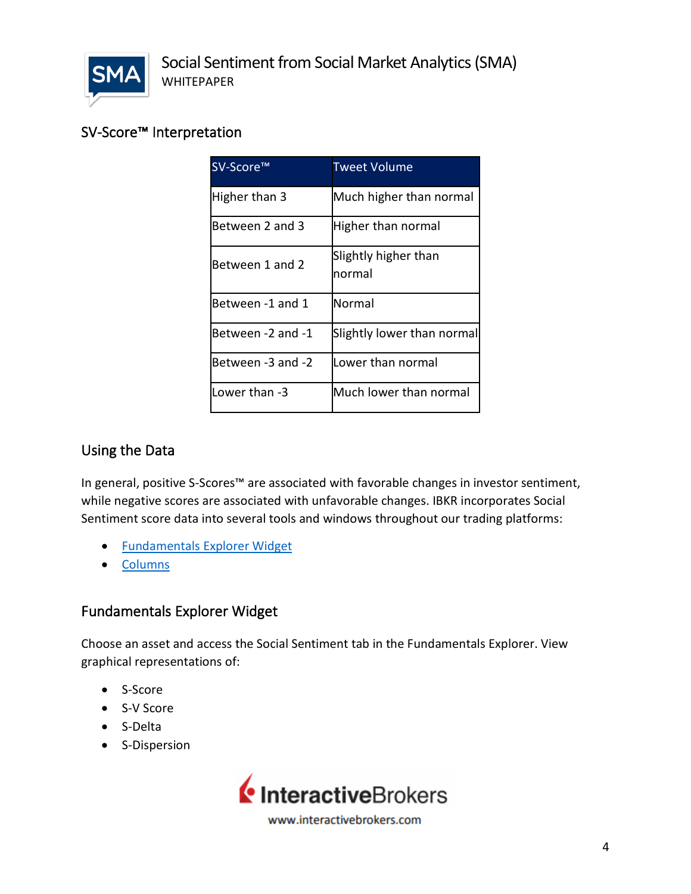## SV-Score™ Interpretation

| SV-Score™ | Tweet Volume |
|---|---|
| Higher than 3 | Much higher than normal |
| Between 2 and 3 | Higher than normal |
| Between 1 and 2 | Slightly higher than normal |
| Between -1 and 1 | Normal |
| Between -2 and -1 | Slightly lower than normal |
| Between -3 and -2 | Lower than normal |
| Lower than -3 | Much lower than normal |

## Using the Data

In general, positive S-Scores™ are associated with favorable changes in investor sentiment, while negative scores are associated with unfavorable changes. IBKR incorporates Social Sentiment score data into several tools and windows throughout our trading platforms:

- Fundamentals Explorer Widget
- Columns

## Fundamentals Explorer Widget

Choose an asset and access the Social Sentiment tab in the Fundamentals Explorer. View graphical representations of:

- S-Score
- S-V Score
- S-Delta
- S-Dispersion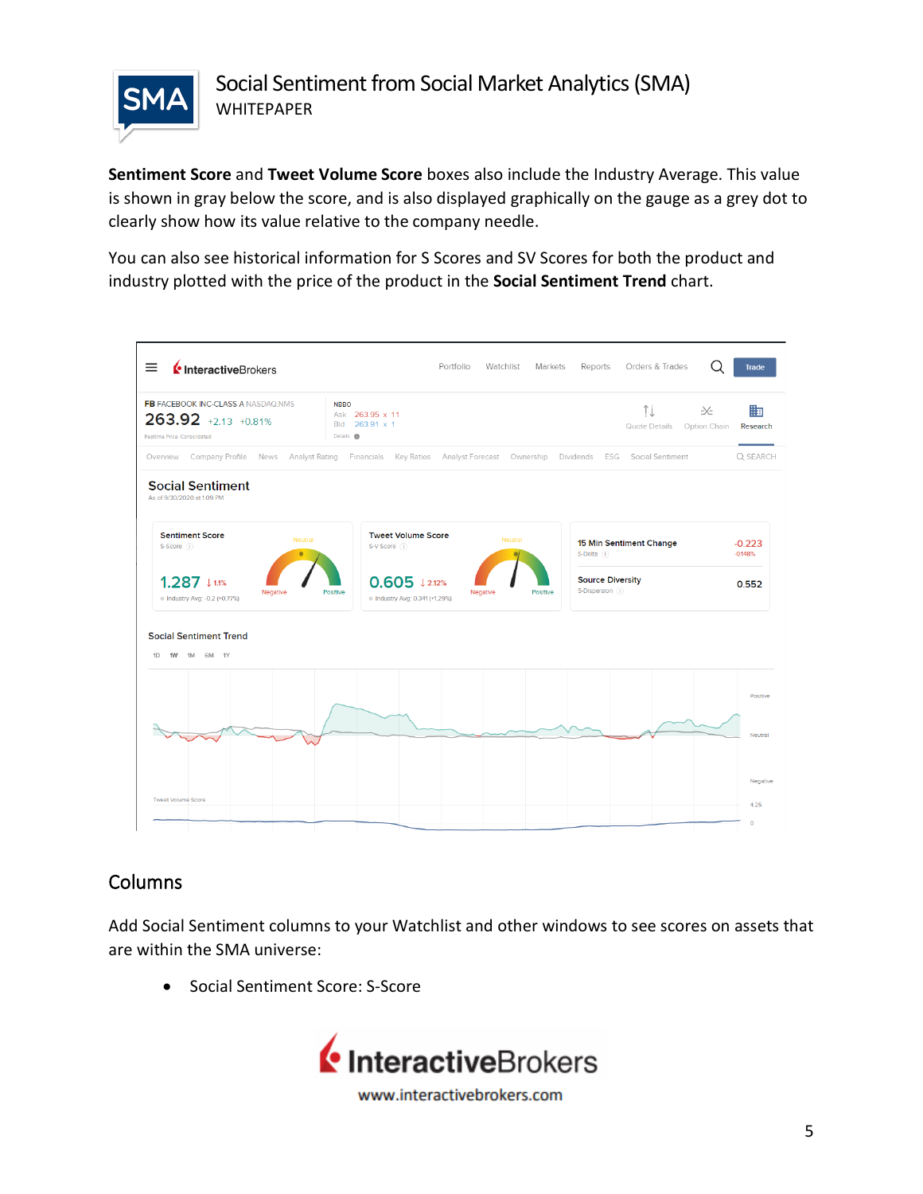**Sentiment Score** and **Tweet Volume Score** boxes also include the Industry Average. This value is shown in gray below the score, and is also displayed graphically on the gauge as a grey dot to clearly show how its value relative to the company needle.

You can also see historical information for S Scores and SV Scores for both the product and industry plotted with the price of the product in the **Social Sentiment Trend** chart.

## Columns

Add Social Sentiment columns to your Watchlist and other windows to see scores on assets that are within the SMA universe:

- Social Sentiment Score: S-Score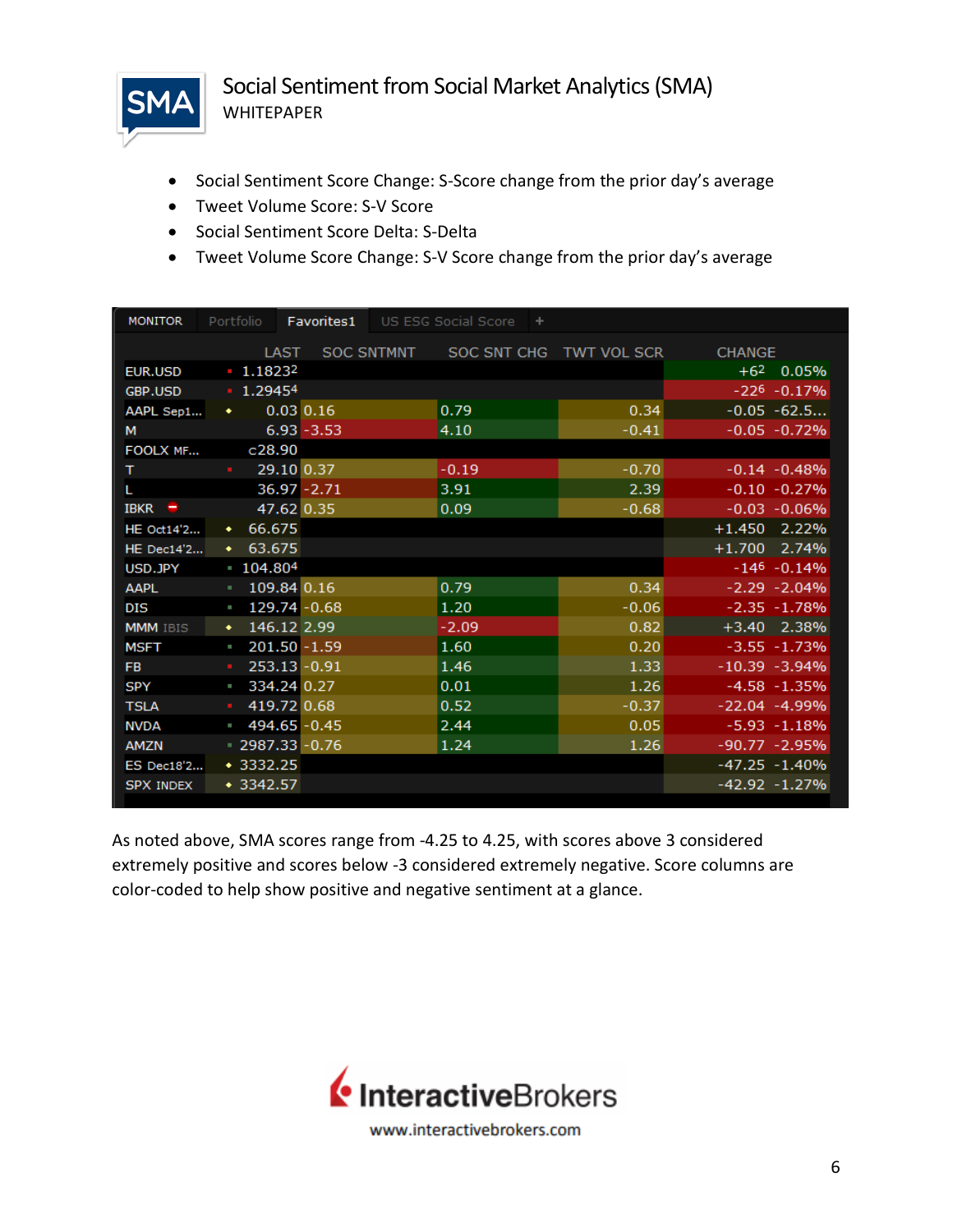- Social Sentiment Score Change: S-Score change from the prior day's average
- Tweet Volume Score: S-V Score
- Social Sentiment Score Delta: S-Delta
- Tweet Volume Score Change: S-V Score change from the prior day's average

| | LAST | SOC SNTMNT | SOC SNT CHG | TWT VOL SCR | CHANGE | |
|---|---|---|---|---|---|---|
| EUR.USD | 1.18232 | | | | +62 | 0.05% |
| GBP.USD | 1.29454 | | | | -226 | -0.17% |
| AAPL Sep1... | 0.03 | 0.16 | 0.79 | 0.34 | -0.05 | -62.5... |
| M | 6.93 | -3.53 | 4.10 | -0.41 | -0.05 | -0.72% |
| FOOLX MF... | c28.90 | | | | | |
| T | 29.10 | 0.37 | -0.19 | -0.70 | -0.14 | -0.48% |
| L | 36.97 | -2.71 | 3.91 | 2.39 | -0.10 | -0.27% |
| IBKR | 47.62 | 0.35 | 0.09 | -0.68 | -0.03 | -0.06% |
| HE Oct14'2... | 66.675 | | | | +1.450 | 2.22% |
| HE Dec14'2... | 63.675 | | | | +1.700 | 2.74% |
| USD.JPY | 104.804 | | | | -146 | -0.14% |
| AAPL | 109.84 | 0.16 | 0.79 | 0.34 | -2.29 | -2.04% |
| DIS | 129.74 | -0.68 | 1.20 | -0.06 | -2.35 | -1.78% |
| MMM IBIS | 146.12 | 2.99 | -2.09 | 0.82 | +3.40 | 2.38% |
| MSFT | 201.50 | -1.59 | 1.60 | 0.20 | -3.55 | -1.73% |
| FB | 253.13 | -0.91 | 1.46 | 1.33 | -10.39 | -3.94% |
| SPY | 334.24 | 0.27 | 0.01 | 1.26 | -4.58 | -1.35% |
| TSLA | 419.72 | 0.68 | 0.52 | -0.37 | -22.04 | -4.99% |
| NVDA | 494.65 | -0.45 | 2.44 | 0.05 | -5.93 | -1.18% |
| AMZN | 2987.33 | -0.76 | 1.24 | 1.26 | -90.77 | -2.95% |
| ES Dec18'2... | 3332.25 | | | | -47.25 | -1.40% |
| SPX INDEX | 3342.57 | | | | -42.92 | -1.27% |

As noted above, SMA scores range from -4.25 to 4.25, with scores above 3 considered extremely positive and scores below -3 considered extremely negative. Score columns are color-coded to help show positive and negative sentiment at a glance.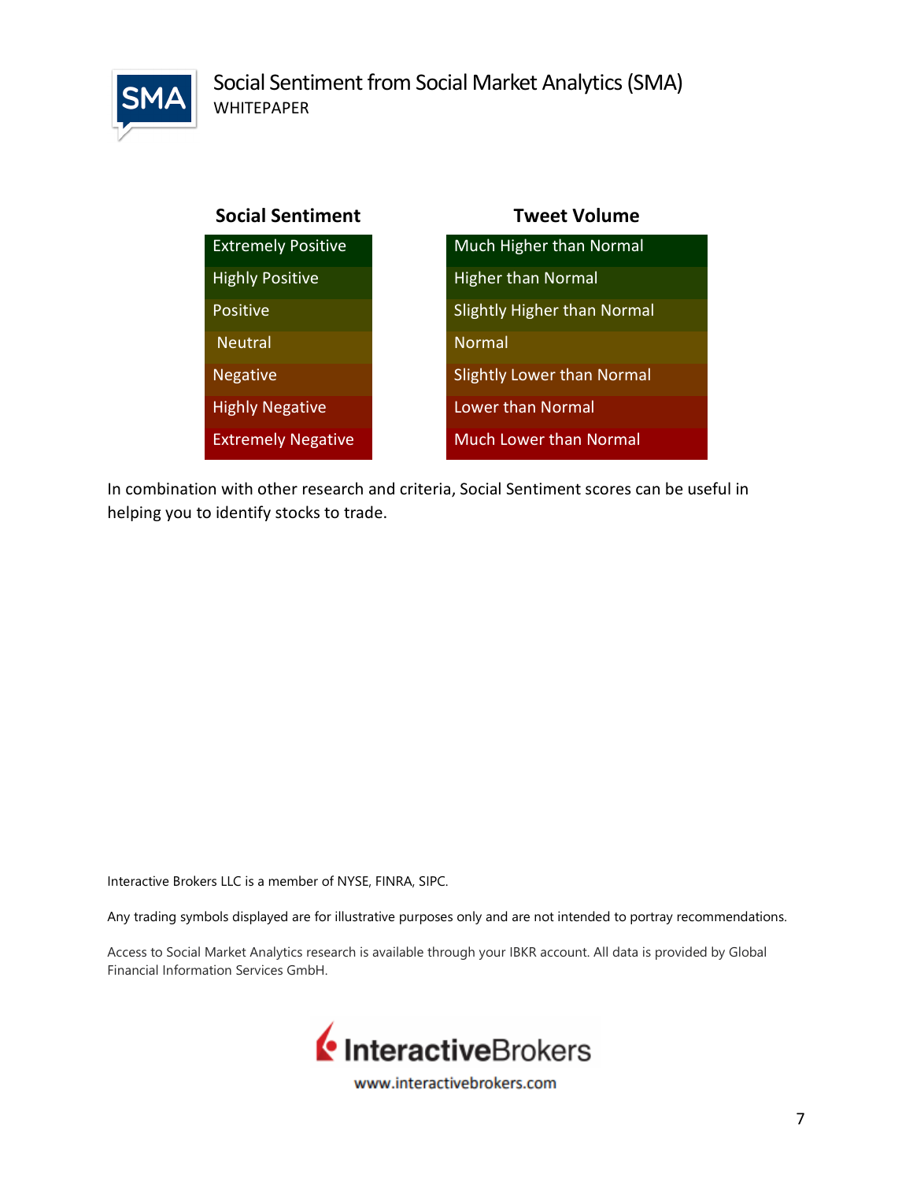| Social Sentiment | | Tweet Volume |
|---|---|---|
| Extremely Positive | | Much Higher than Normal |
| Highly Positive | | Higher than Normal |
| Positive | | Slightly Higher than Normal |
| Neutral | | Normal |
| Negative | | Slightly Lower than Normal |
| Highly Negative | | Lower than Normal |
| Extremely Negative | | Much Lower than Normal |

In combination with other research and criteria, Social Sentiment scores can be useful in helping you to identify stocks to trade.

Interactive Brokers LLC is a member of NYSE, FINRA, SIPC.

Any trading symbols displayed are for illustrative purposes only and are not intended to portray recommendations.

Access to Social Market Analytics research is available through your IBKR account. All data is provided by Global Financial Information Services GmbH.

InteractiveBrokers

www.interactivebrokers.com